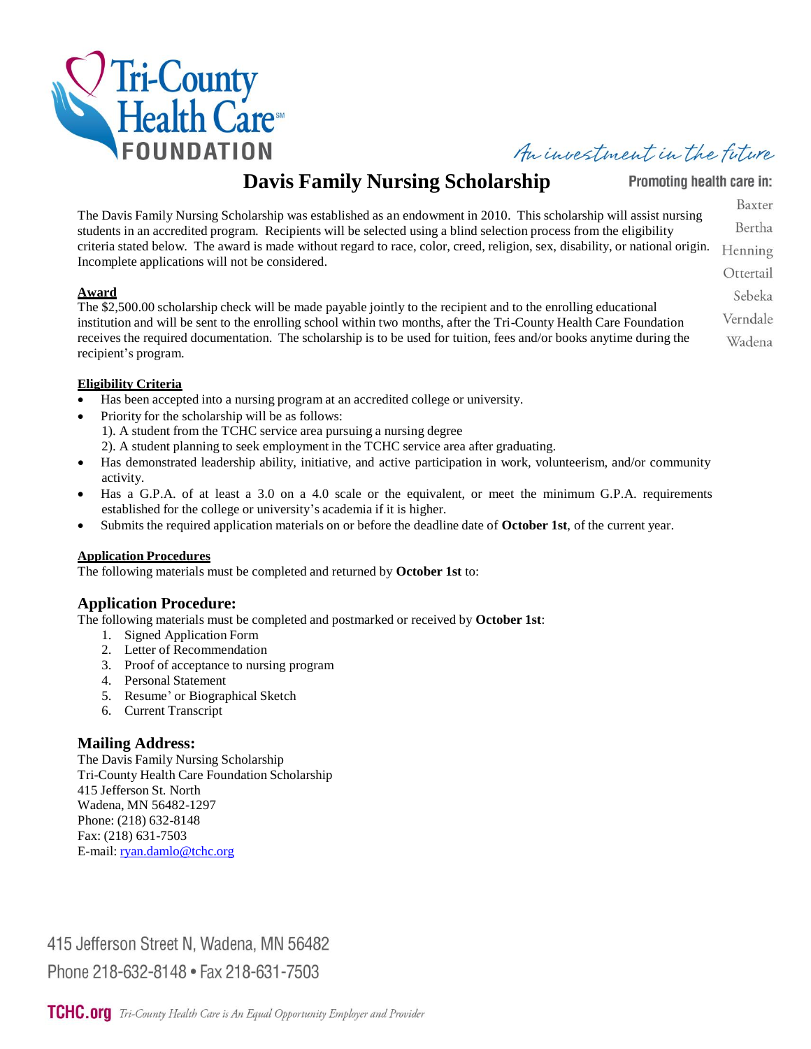Tri-County Health Care FOUNDATION

*An investment in the future*

# Davis Family Nursing Scholarship

**Promoting health care in:**
Baxter
Bertha
Henning
Ottertail
Sebeka
Verndale
Wadena

The Davis Family Nursing Scholarship was established as an endowment in 2010. This scholarship will assist nursing students in an accredited program. Recipients will be selected using a blind selection process from the eligibility criteria stated below. The award is made without regard to race, color, creed, religion, sex, disability, or national origin. Incomplete applications will not be considered.

**Award**

The $2,500.00 scholarship check will be made payable jointly to the recipient and to the enrolling educational institution and will be sent to the enrolling school within two months, after the Tri-County Health Care Foundation receives the required documentation. The scholarship is to be used for tuition, fees and/or books anytime during the recipient's program.

**Eligibility Criteria**

- Has been accepted into a nursing program at an accredited college or university.
- Priority for the scholarship will be as follows:
  1). A student from the TCHC service area pursuing a nursing degree
  2). A student planning to seek employment in the TCHC service area after graduating.
- Has demonstrated leadership ability, initiative, and active participation in work, volunteerism, and/or community activity.
- Has a G.P.A. of at least a 3.0 on a 4.0 scale or the equivalent, or meet the minimum G.P.A. requirements established for the college or university's academia if it is higher.
- Submits the required application materials on or before the deadline date of **October 1st**, of the current year.

**Application Procedures**

The following materials must be completed and returned by **October 1st** to:

## Application Procedure:

The following materials must be completed and postmarked or received by **October 1st**:

1. Signed Application Form
2. Letter of Recommendation
3. Proof of acceptance to nursing program
4. Personal Statement
5. Resume' or Biographical Sketch
6. Current Transcript

## Mailing Address:

The Davis Family Nursing Scholarship
Tri-County Health Care Foundation Scholarship
415 Jefferson St. North
Wadena, MN 56482-1297
Phone: (218) 632-8148
Fax: (218) 631-7503
E-mail: ryan.damlo@tchc.org

415 Jefferson Street N, Wadena, MN 56482
Phone 218-632-8148 • Fax 218-631-7503

**TCHC.org** *Tri-County Health Care is An Equal Opportunity Employer and Provider*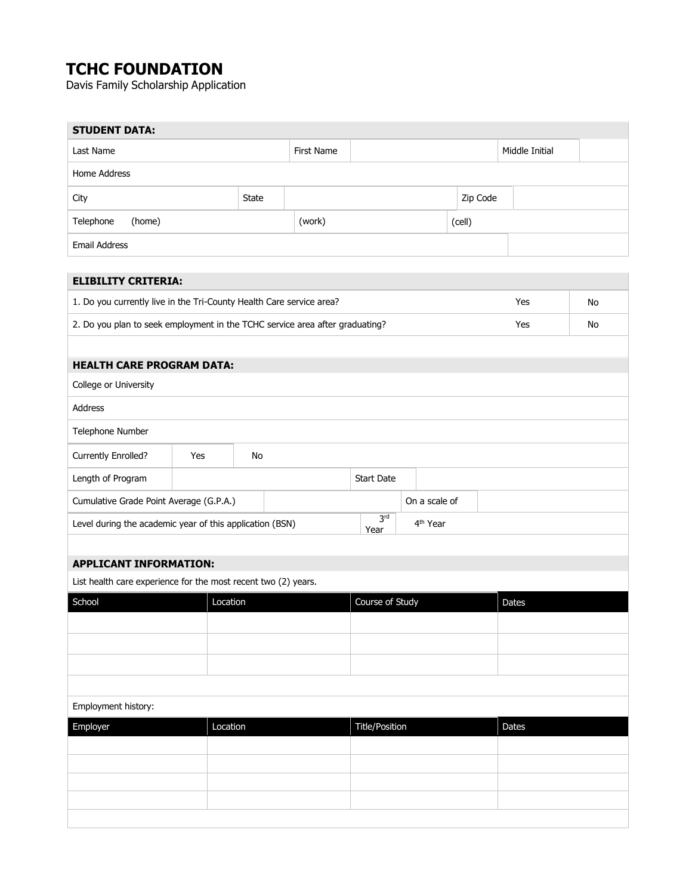# TCHC FOUNDATION

Davis Family Scholarship Application

| STUDENT DATA: | | | | | |
|---|---|---|---|---|---|
| Last Name | | First Name | | Middle Initial | |
| Home Address | | | | | |
| City | State | | | Zip Code | |
| Telephone (home) | | (work) | | (cell) | |
| Email Address | | | | | |

| ELIBILITY CRITERIA: | | |
|---|---|---|
| 1. Do you currently live in the Tri-County Health Care service area? | Yes | No |
| 2. Do you plan to seek employment in the TCHC service area after graduating? | Yes | No |

| HEALTH CARE PROGRAM DATA: | | | | |
|---|---|---|---|---|
| College or University | | | | |
| Address | | | | |
| Telephone Number | | | | |
| Currently Enrolled? | Yes | No | | |
| Length of Program | | Start Date | | |
| Cumulative Grade Point Average (G.P.A.) | | On a scale of | | |
| Level during the academic year of this application (BSN) | | 3rd Year | 4th Year | |

**APPLICANT INFORMATION:**

List health care experience for the most recent two (2) years.

| School | Location | Course of Study | Dates |
|---|---|---|---|
| | | | |
| | | | |
| | | | |

Employment history:

| Employer | Location | Title/Position | Dates |
|---|---|---|---|
| | | | |
| | | | |
| | | | |
| | | | |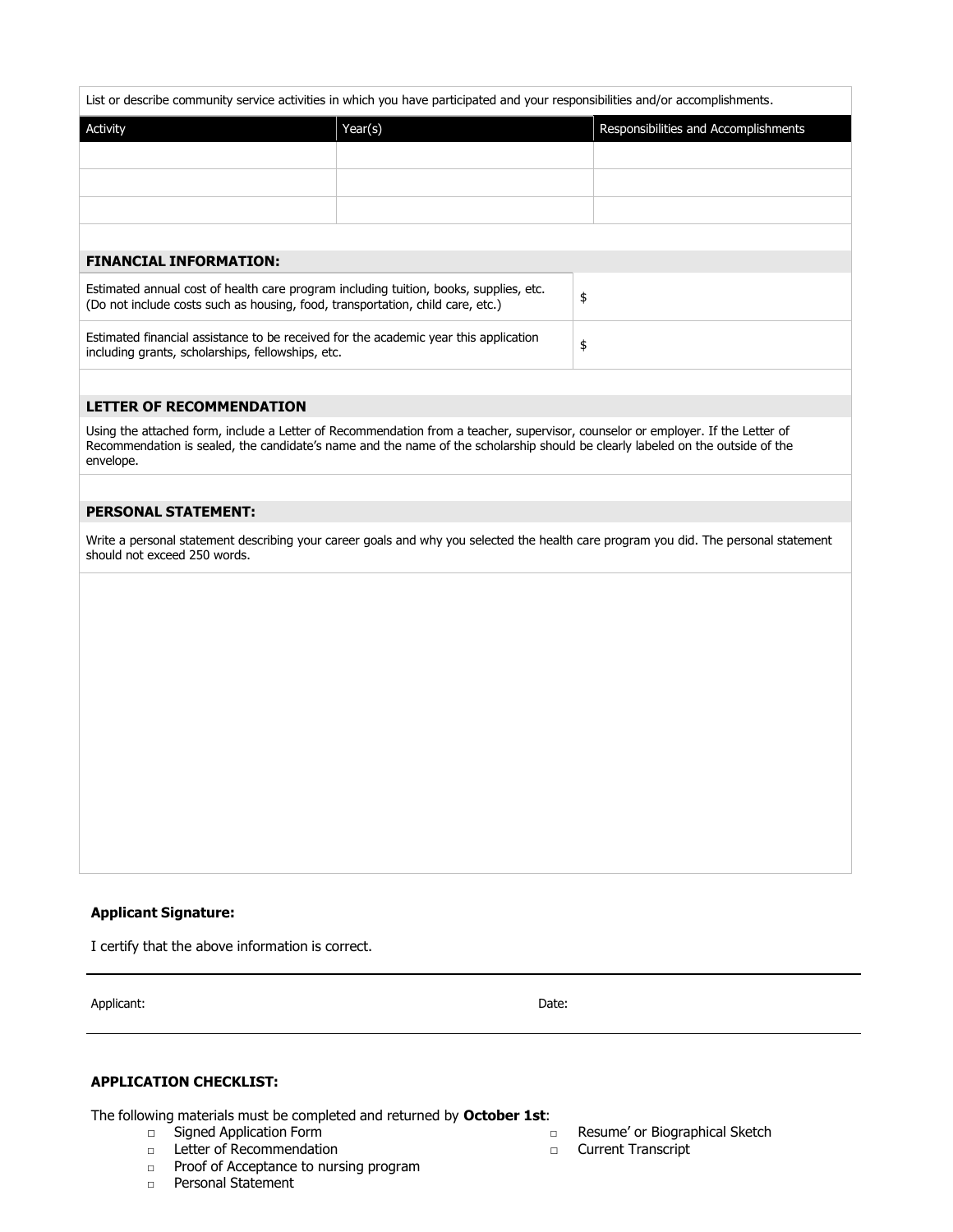List or describe community service activities in which you have participated and your responsibilities and/or accomplishments.

| Activity | Year(s) | Responsibilities and Accomplishments |
|---|---|---|
| | | |
| | | |
| | | |

## FINANCIAL INFORMATION:

| | |
|---|---|
| Estimated annual cost of health care program including tuition, books, supplies, etc. (Do not include costs such as housing, food, transportation, child care, etc.) | $ |
| Estimated financial assistance to be received for the academic year this application including grants, scholarships, fellowships, etc. | $ |

## LETTER OF RECOMMENDATION

Using the attached form, include a Letter of Recommendation from a teacher, supervisor, counselor or employer. If the Letter of Recommendation is sealed, the candidate's name and the name of the scholarship should be clearly labeled on the outside of the envelope.

## PERSONAL STATEMENT:

Write a personal statement describing your career goals and why you selected the health care program you did. The personal statement should not exceed 250 words.

**Applicant Signature:**

I certify that the above information is correct.

Applicant: Date:

**APPLICATION CHECKLIST:**

The following materials must be completed and returned by **October 1st**:

- Signed Application Form
- Letter of Recommendation
- Proof of Acceptance to nursing program
- Personal Statement
- Resume' or Biographical Sketch
- Current Transcript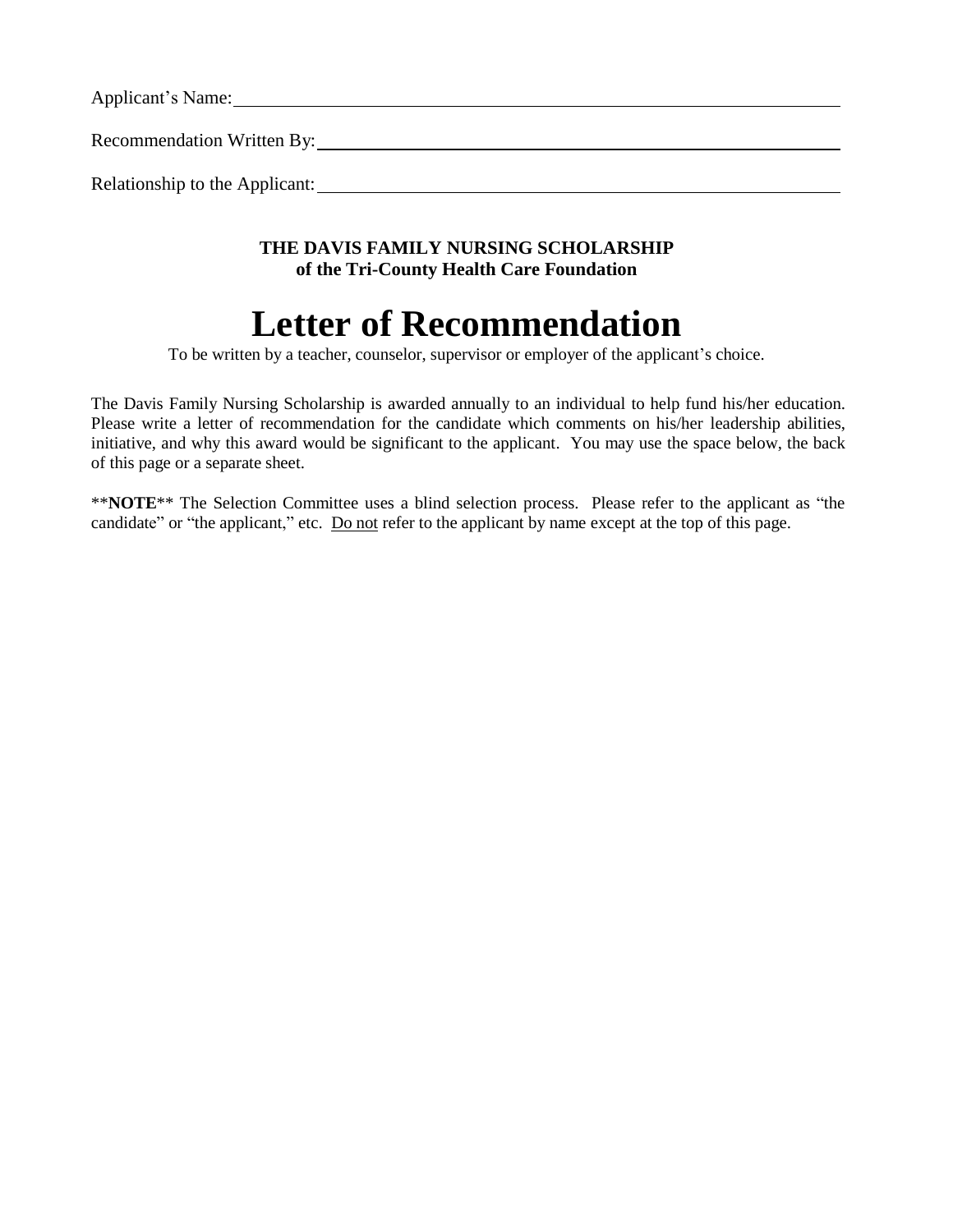Applicant's Name: ______________________________________________

Recommendation Written By: ______________________________________________

Relationship to the Applicant: ______________________________________________

**THE DAVIS FAMILY NURSING SCHOLARSHIP**
**of the Tri-County Health Care Foundation**

# Letter of Recommendation

To be written by a teacher, counselor, supervisor or employer of the applicant's choice.

The Davis Family Nursing Scholarship is awarded annually to an individual to help fund his/her education. Please write a letter of recommendation for the candidate which comments on his/her leadership abilities, initiative, and why this award would be significant to the applicant. You may use the space below, the back of this page or a separate sheet.

\*\***NOTE**\*\* The Selection Committee uses a blind selection process. Please refer to the applicant as "the candidate" or "the applicant," etc. <u>Do not</u> refer to the applicant by name except at the top of this page.